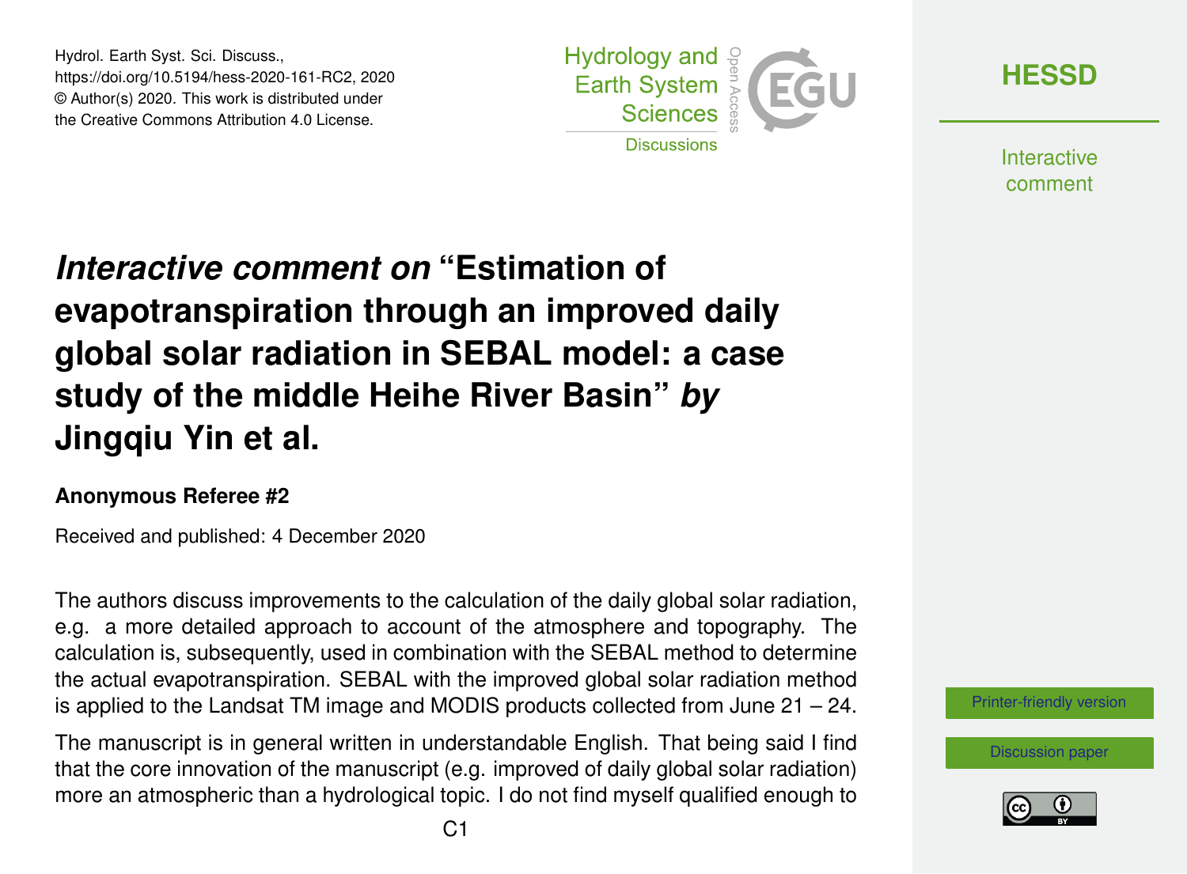# *Interactive comment on* "Estimation of evapotranspiration through an improved daily global solar radiation in SEBAL model: a case study of the middle Heihe River Basin" *by* Jingqiu Yin et al.

**Anonymous Referee #2**

Received and published: 4 December 2020

The authors discuss improvements to the calculation of the daily global solar radiation, e.g. a more detailed approach to account of the atmosphere and topography. The calculation is, subsequently, used in combination with the SEBAL method to determine the actual evapotranspiration. SEBAL with the improved global solar radiation method is applied to the Landsat TM image and MODIS products collected from June 21 – 24.

The manuscript is in general written in understandable English. That being said I find that the core innovation of the manuscript (e.g. improved of daily global solar radiation) more an atmospheric than a hydrological topic. I do not find myself qualified enough to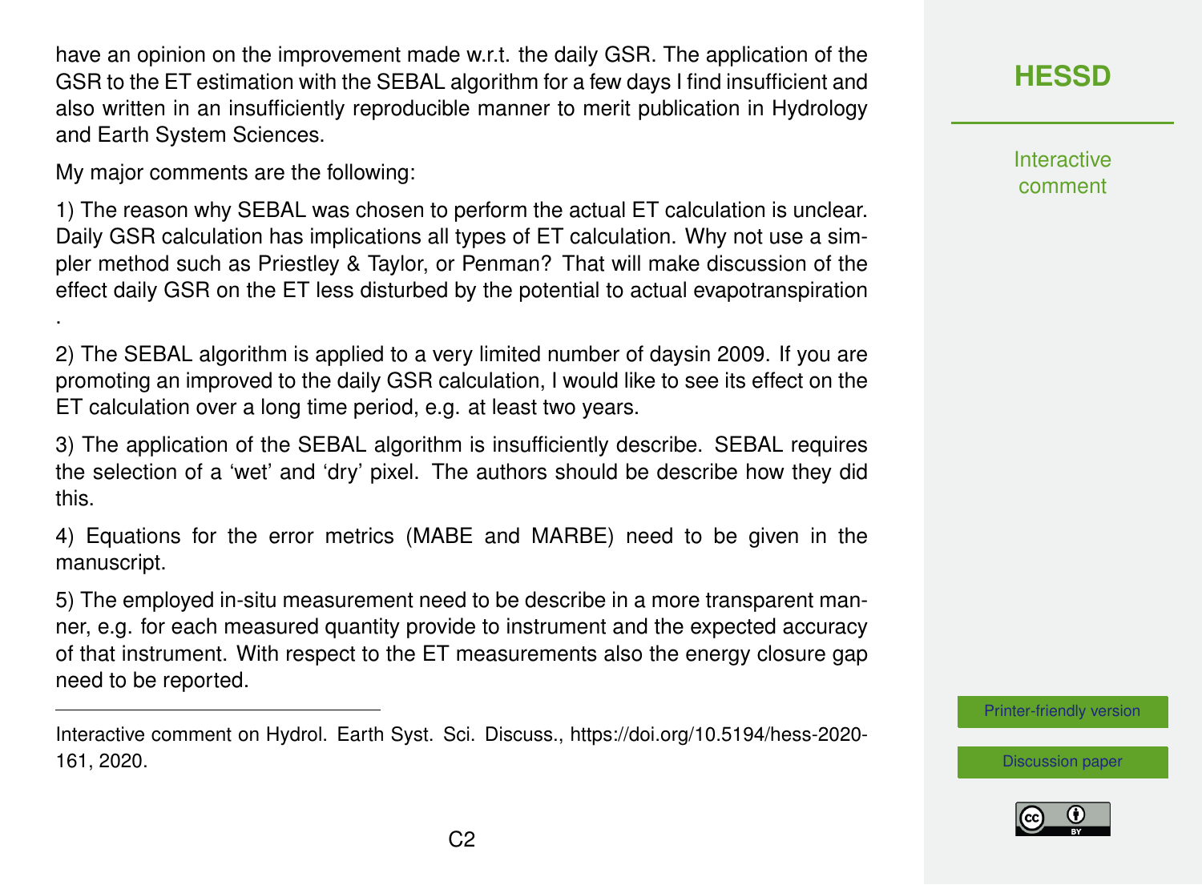have an opinion on the improvement made w.r.t. the daily GSR. The application of the GSR to the ET estimation with the SEBAL algorithm for a few days I find insufficient and also written in an insufficiently reproducible manner to merit publication in Hydrology and Earth System Sciences.

My major comments are the following:

1) The reason why SEBAL was chosen to perform the actual ET calculation is unclear. Daily GSR calculation has implications all types of ET calculation. Why not use a simpler method such as Priestley & Taylor, or Penman? That will make discussion of the effect daily GSR on the ET less disturbed by the potential to actual evapotranspiration .

2) The SEBAL algorithm is applied to a very limited number of daysin 2009. If you are promoting an improved to the daily GSR calculation, I would like to see its effect on the ET calculation over a long time period, e.g. at least two years.

3) The application of the SEBAL algorithm is insufficiently describe. SEBAL requires the selection of a 'wet' and 'dry' pixel. The authors should be describe how they did this.

4) Equations for the error metrics (MABE and MARBE) need to be given in the manuscript.

5) The employed in-situ measurement need to be describe in a more transparent manner, e.g. for each measured quantity provide to instrument and the expected accuracy of that instrument. With respect to the ET measurements also the energy closure gap need to be reported.

---

Interactive comment on Hydrol. Earth Syst. Sci. Discuss., https://doi.org/10.5194/hess-2020-161, 2020.